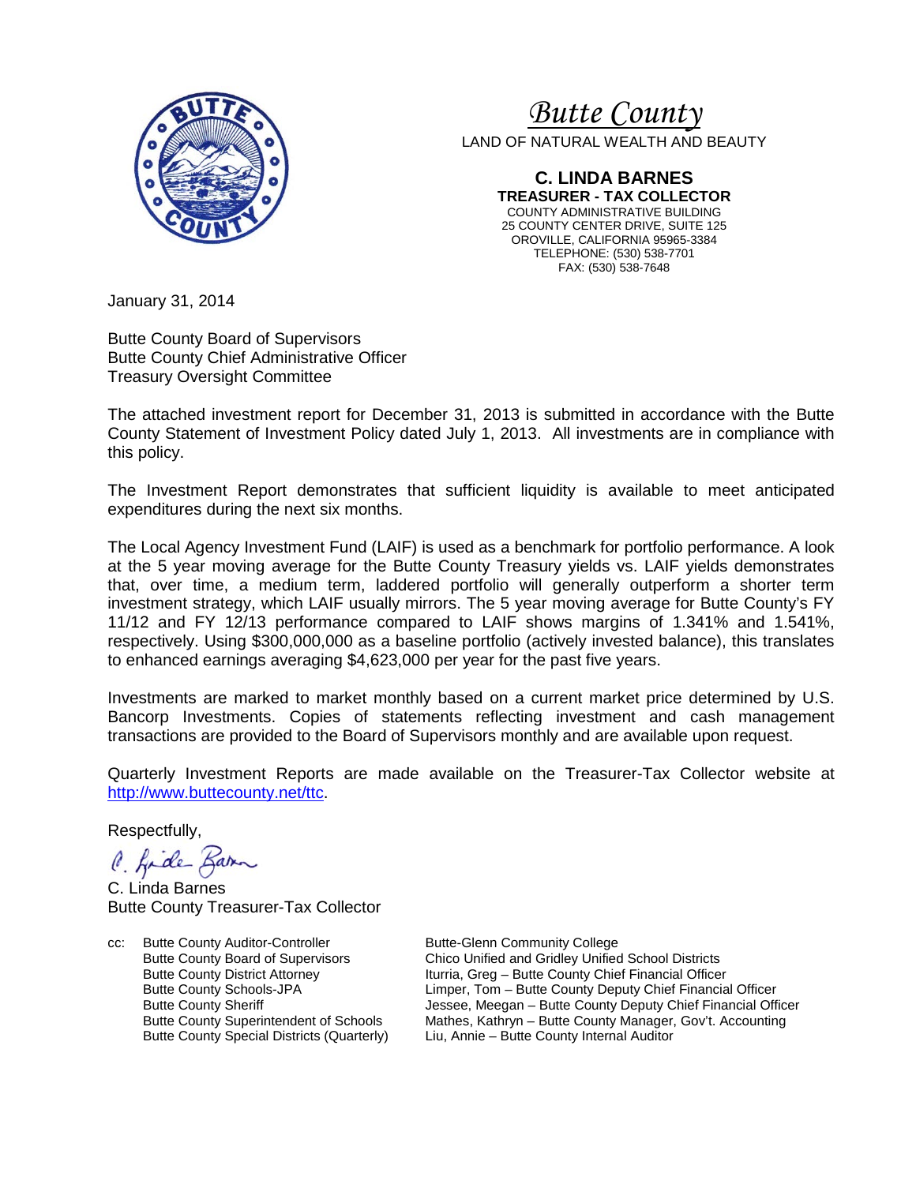# *Butte County*

LAND OF NATURAL WEALTH AND BEAUTY

**C. LINDA BARNES**
**TREASURER - TAX COLLECTOR**
COUNTY ADMINISTRATIVE BUILDING
25 COUNTY CENTER DRIVE, SUITE 125
OROVILLE, CALIFORNIA 95965-3384
TELEPHONE: (530) 538-7701
FAX: (530) 538-7648

January 31, 2014

Butte County Board of Supervisors
Butte County Chief Administrative Officer
Treasury Oversight Committee

The attached investment report for December 31, 2013 is submitted in accordance with the Butte County Statement of Investment Policy dated July 1, 2013. All investments are in compliance with this policy.

The Investment Report demonstrates that sufficient liquidity is available to meet anticipated expenditures during the next six months.

The Local Agency Investment Fund (LAIF) is used as a benchmark for portfolio performance. A look at the 5 year moving average for the Butte County Treasury yields vs. LAIF yields demonstrates that, over time, a medium term, laddered portfolio will generally outperform a shorter term investment strategy, which LAIF usually mirrors. The 5 year moving average for Butte County's FY 11/12 and FY 12/13 performance compared to LAIF shows margins of 1.341% and 1.541%, respectively. Using $300,000,000 as a baseline portfolio (actively invested balance), this translates to enhanced earnings averaging $4,623,000 per year for the past five years.

Investments are marked to market monthly based on a current market price determined by U.S. Bancorp Investments. Copies of statements reflecting investment and cash management transactions are provided to the Board of Supervisors monthly and are available upon request.

Quarterly Investment Reports are made available on the Treasurer-Tax Collector website at http://www.buttecounty.net/ttc.

Respectfully,

C. Linda Barnes
Butte County Treasurer-Tax Collector

cc: Butte County Auditor-Controller
Butte County Board of Supervisors
Butte County District Attorney
Butte County Schools-JPA
Butte County Sheriff
Butte County Superintendent of Schools
Butte County Special Districts (Quarterly)
Butte-Glenn Community College
Chico Unified and Gridley Unified School Districts
Iturria, Greg – Butte County Chief Financial Officer
Limper, Tom – Butte County Deputy Chief Financial Officer
Jessee, Meegan – Butte County Deputy Chief Financial Officer
Mathes, Kathryn – Butte County Manager, Gov't. Accounting
Liu, Annie – Butte County Internal Auditor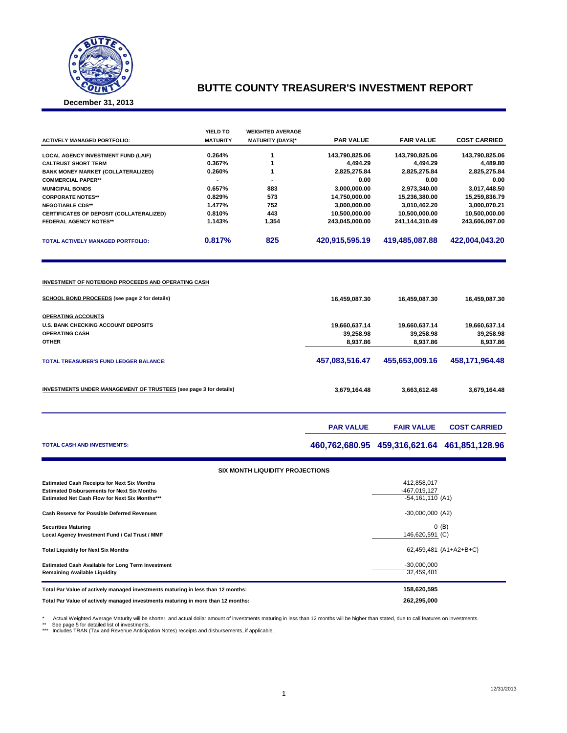# BUTTE COUNTY TREASURER'S INVESTMENT REPORT

**December 31, 2013**

| ACTIVELY MANAGED PORTFOLIO: | YIELD TO MATURITY | WEIGHTED AVERAGE MATURITY (DAYS)* | PAR VALUE | FAIR VALUE | COST CARRIED |
|---|---|---|---|---|---|
| LOCAL AGENCY INVESTMENT FUND (LAIF) | 0.264% | 1 | 143,790,825.06 | 143,790,825.06 | 143,790,825.06 |
| CALTRUST SHORT TERM | 0.367% | 1 | 4,494.29 | 4,494.29 | 4,489.80 |
| BANK MONEY MARKET (COLLATERALIZED) | 0.260% | 1 | 2,825,275.84 | 2,825,275.84 | 2,825,275.84 |
| COMMERCIAL PAPER** | - | - | 0.00 | 0.00 | 0.00 |
| MUNICIPAL BONDS | 0.657% | 883 | 3,000,000.00 | 2,973,340.00 | 3,017,448.50 |
| CORPORATE NOTES** | 0.829% | 573 | 14,750,000.00 | 15,236,380.00 | 15,259,836.79 |
| NEGOTIABLE CDS** | 1.477% | 752 | 3,000,000.00 | 3,010,462.20 | 3,000,070.21 |
| CERTIFICATES OF DEPOSIT (COLLATERALIZED) | 0.810% | 443 | 10,500,000.00 | 10,500,000.00 | 10,500,000.00 |
| FEDERAL AGENCY NOTES** | 1.143% | 1,354 | 243,045,000.00 | 241,144,310.49 | 243,606,097.00 |
| **TOTAL ACTIVELY MANAGED PORTFOLIO:** | **0.817%** | **825** | **420,915,595.19** | **419,485,087.88** | **422,004,043.20** |

**INVESTMENT OF NOTE/BOND PROCEEDS AND OPERATING CASH**

| | PAR VALUE | FAIR VALUE | COST CARRIED |
|---|---|---|---|
| **SCHOOL BOND PROCEEDS (see page 2 for details)** | 16,459,087.30 | 16,459,087.30 | 16,459,087.30 |
| **OPERATING ACCOUNTS** | | | |
| U.S. BANK CHECKING ACCOUNT DEPOSITS | 19,660,637.14 | 19,660,637.14 | 19,660,637.14 |
| OPERATING CASH | 39,258.98 | 39,258.98 | 39,258.98 |
| OTHER | 8,937.86 | 8,937.86 | 8,937.86 |
| **TOTAL TREASURER'S FUND LEDGER BALANCE:** | **457,083,516.47** | **455,653,009.16** | **458,171,964.48** |
| **INVESTMENTS UNDER MANAGEMENT OF TRUSTEES (see page 3 for details)** | 3,679,164.48 | 3,663,612.48 | 3,679,164.48 |

| | PAR VALUE | FAIR VALUE | COST CARRIED |
|---|---|---|---|
| **TOTAL CASH AND INVESTMENTS:** | **460,762,680.95** | **459,316,621.64** | **461,851,128.96** |

**SIX MONTH LIQUIDITY PROJECTIONS**

| | |
|---|---|
| Estimated Cash Receipts for Next Six Months | 412,858,017 |
| Estimated Disbursements for Next Six Months | -467,019,127 |
| Estimated Net Cash Flow for Next Six Months*** | -54,161,110 (A1) |
| Cash Reserve for Possible Deferred Revenues | -30,000,000 (A2) |
| Securities Maturing | 0 (B) |
| Local Agency Investment Fund / Cal Trust / MMF | 146,620,591 (C) |
| Total Liquidity for Next Six Months | 62,459,481 (A1+A2+B+C) |
| Estimated Cash Available for Long Term Investment | -30,000,000 |
| Remaining Available Liquidity | 32,459,481 |
| **Total Par Value of actively managed investments maturing in less than 12 months:** | **158,620,595** |
| **Total Par Value of actively managed investments maturing in more than 12 months:** | **262,295,000** |

\* Actual Weighted Average Maturity will be shorter, and actual dollar amount of investments maturing in less than 12 months will be higher than stated, due to call features on investments.
** See page 5 for detailed list of investments.
*** Includes TRAN (Tax and Revenue Anticipation Notes) receipts and disbursements, if applicable.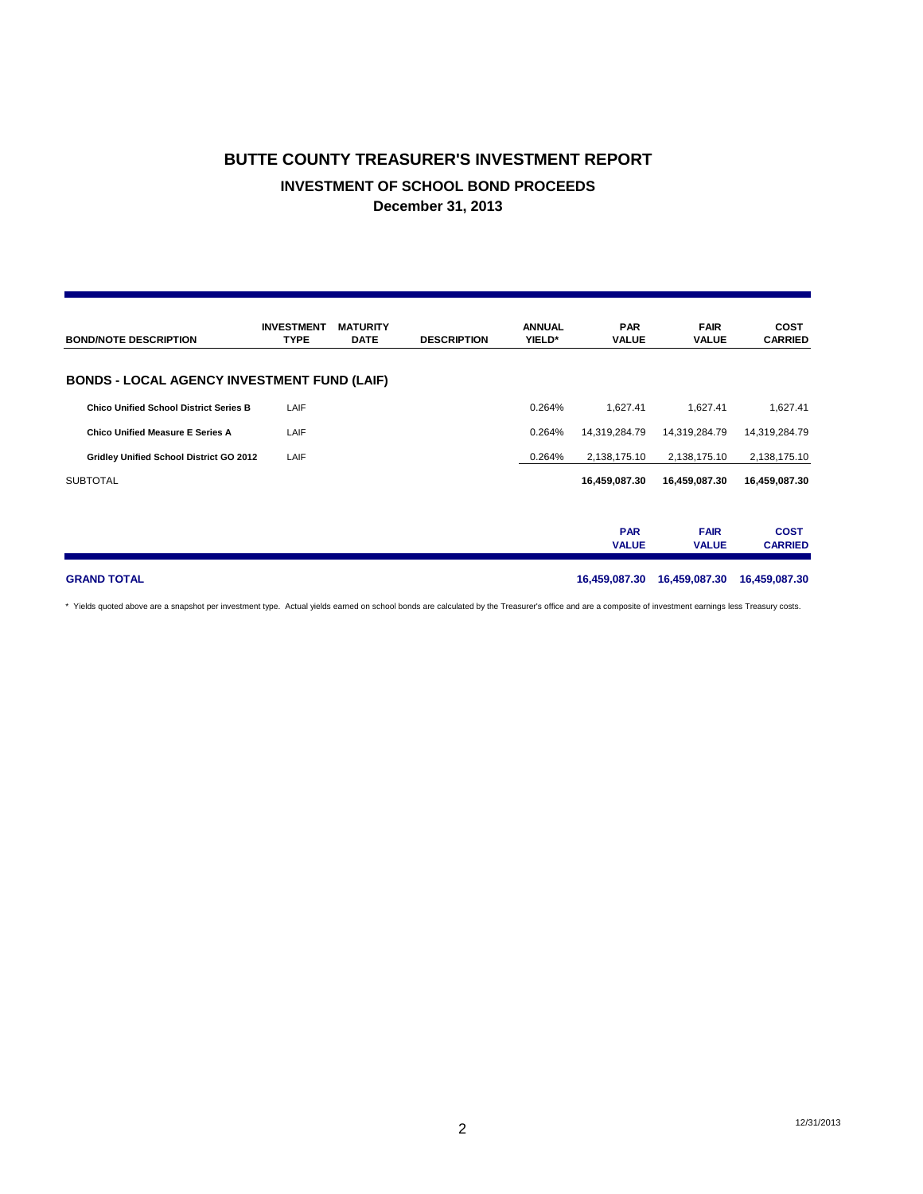# BUTTE COUNTY TREASURER'S INVESTMENT REPORT

## INVESTMENT OF SCHOOL BOND PROCEEDS

### December 31, 2013

| BOND/NOTE DESCRIPTION | INVESTMENT TYPE | MATURITY DATE | DESCRIPTION | ANNUAL YIELD* | PAR VALUE | FAIR VALUE | COST CARRIED |
|---|---|---|---|---|---|---|---|
| **BONDS - LOCAL AGENCY INVESTMENT FUND (LAIF)** | | | | | | | |
| **Chico Unified School District Series B** | LAIF | | | 0.264% | 1,627.41 | 1,627.41 | 1,627.41 |
| **Chico Unified Measure E Series A** | LAIF | | | 0.264% | 14,319,284.79 | 14,319,284.79 | 14,319,284.79 |
| **Gridley Unified School District GO 2012** | LAIF | | | 0.264% | 2,138,175.10 | 2,138,175.10 | 2,138,175.10 |
| SUBTOTAL | | | | | **16,459,087.30** | **16,459,087.30** | **16,459,087.30** |

| | PAR VALUE | FAIR VALUE | COST CARRIED |
|---|---|---|---|
| **GRAND TOTAL** | **16,459,087.30** | **16,459,087.30** | **16,459,087.30** |

* Yields quoted above are a snapshot per investment type. Actual yields earned on school bonds are calculated by the Treasurer's office and are a composite of investment earnings less Treasury costs.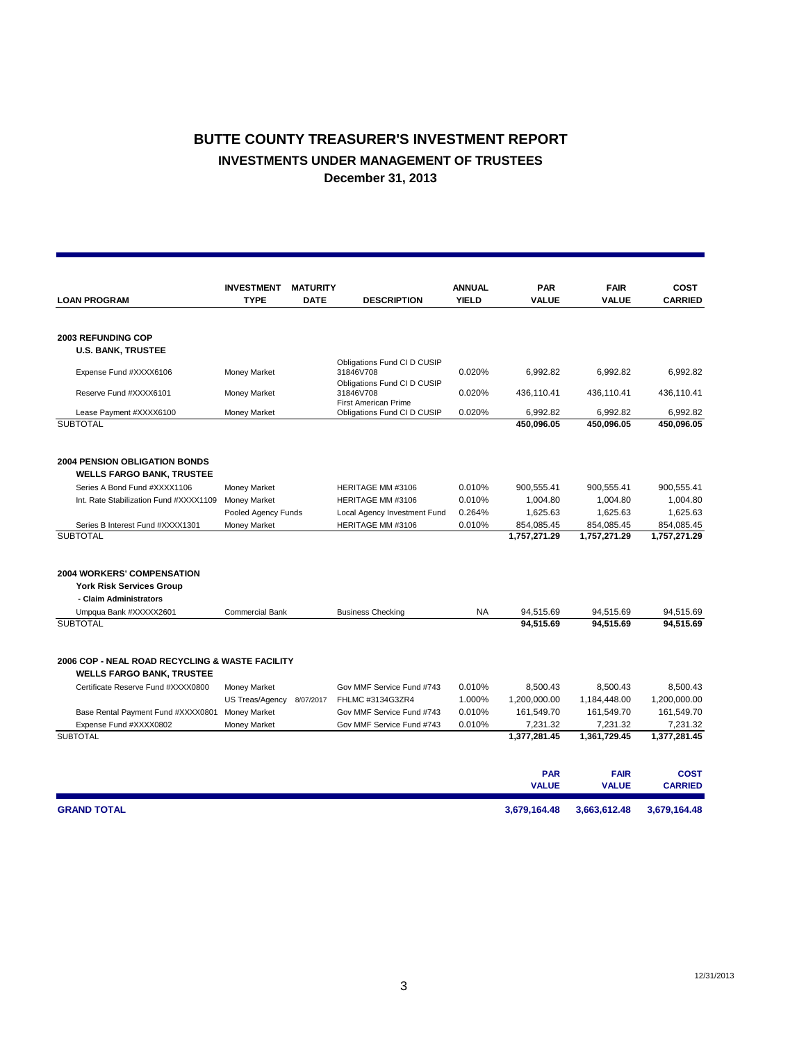# BUTTE COUNTY TREASURER'S INVESTMENT REPORT

## INVESTMENTS UNDER MANAGEMENT OF TRUSTEES

### December 31, 2013

| LOAN PROGRAM | INVESTMENT TYPE | MATURITY DATE | DESCRIPTION | ANNUAL YIELD | PAR VALUE | FAIR VALUE | COST CARRIED |
|---|---|---|---|---|---|---|---|
| **2003 REFUNDING COP** | | | | | | | |
| **U.S. BANK, TRUSTEE** | | | | | | | |
| Expense Fund #XXXX6106 | Money Market | | Obligations Fund Cl D CUSIP 31846V708 | 0.020% | 6,992.82 | 6,992.82 | 6,992.82 |
| Reserve Fund #XXXX6101 | Money Market | | Obligations Fund Cl D CUSIP 31846V708 | 0.020% | 436,110.41 | 436,110.41 | 436,110.41 |
| Lease Payment #XXXX6100 | Money Market | | First American Prime Obligations Fund Cl D CUSIP | 0.020% | 6,992.82 | 6,992.82 | 6,992.82 |
| SUBTOTAL | | | | | **450,096.05** | **450,096.05** | **450,096.05** |
| **2004 PENSION OBLIGATION BONDS** | | | | | | | |
| **WELLS FARGO BANK, TRUSTEE** | | | | | | | |
| Series A Bond Fund #XXXX1106 | Money Market | | HERITAGE MM #3106 | 0.010% | 900,555.41 | 900,555.41 | 900,555.41 |
| Int. Rate Stabilization Fund #XXXX1109 | Money Market | | HERITAGE MM #3106 | 0.010% | 1,004.80 | 1,004.80 | 1,004.80 |
| | Pooled Agency Funds | | Local Agency Investment Fund | 0.264% | 1,625.63 | 1,625.63 | 1,625.63 |
| Series B Interest Fund #XXXX1301 | Money Market | | HERITAGE MM #3106 | 0.010% | 854,085.45 | 854,085.45 | 854,085.45 |
| SUBTOTAL | | | | | **1,757,271.29** | **1,757,271.29** | **1,757,271.29** |
| **2004 WORKERS' COMPENSATION** | | | | | | | |
| **York Risk Services Group** | | | | | | | |
| **- Claim Administrators** | | | | | | | |
| Umpqua Bank #XXXXX2601 | Commercial Bank | | Business Checking | NA | 94,515.69 | 94,515.69 | 94,515.69 |
| SUBTOTAL | | | | | **94,515.69** | **94,515.69** | **94,515.69** |
| **2006 COP - NEAL ROAD RECYCLING & WASTE FACILITY** | | | | | | | |
| **WELLS FARGO BANK, TRUSTEE** | | | | | | | |
| Certificate Reserve Fund #XXXX0800 | Money Market | | Gov MMF Service Fund #743 | 0.010% | 8,500.43 | 8,500.43 | 8,500.43 |
| | US Treas/Agency | 8/07/2017 | FHLMC #3134G3ZR4 | 1.000% | 1,200,000.00 | 1,184,448.00 | 1,200,000.00 |
| Base Rental Payment Fund #XXXX0801 | Money Market | | Gov MMF Service Fund #743 | 0.010% | 161,549.70 | 161,549.70 | 161,549.70 |
| Expense Fund #XXXX0802 | Money Market | | Gov MMF Service Fund #743 | 0.010% | 7,231.32 | 7,231.32 | 7,231.32 |
| SUBTOTAL | | | | | **1,377,281.45** | **1,361,729.45** | **1,377,281.45** |

| | PAR VALUE | FAIR VALUE | COST CARRIED |
|---|---|---|---|
| **GRAND TOTAL** | **3,679,164.48** | **3,663,612.48** | **3,679,164.48** |

12/31/2013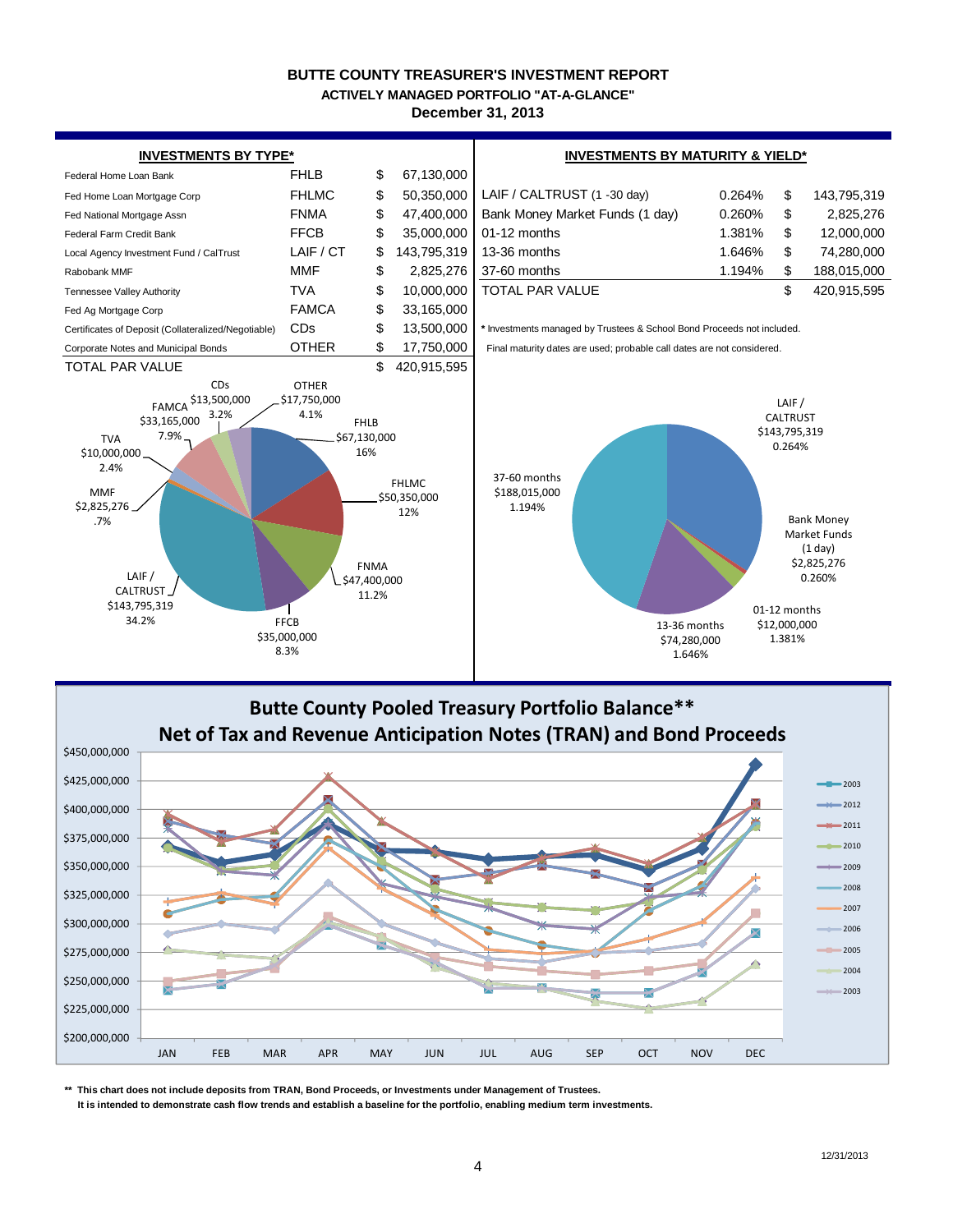# BUTTE COUNTY TREASURER'S INVESTMENT REPORT

## ACTIVELY MANAGED PORTFOLIO "AT-A-GLANCE"

### December 31, 2013

**INVESTMENTS BY TYPE***

| Investment | Type | | Amount |
|---|---|---|---|
| Federal Home Loan Bank | FHLB | $ | 67,130,000 |
| Fed Home Loan Mortgage Corp | FHLMC | $ | 50,350,000 |
| Fed National Mortgage Assn | FNMA | $ | 47,400,000 |
| Federal Farm Credit Bank | FFCB | $ | 35,000,000 |
| Local Agency Investment Fund / CalTrust | LAIF / CT | $ | 143,795,319 |
| Rabobank MMF | MMF | $ | 2,825,276 |
| Tennessee Valley Authority | TVA | $ | 10,000,000 |
| Fed Ag Mortgage Corp | FAMCA | $ | 33,165,000 |
| Certificates of Deposit (Collateralized/Negotiable) | CDs | $ | 13,500,000 |
| Corporate Notes and Municipal Bonds | OTHER | $ | 17,750,000 |
| TOTAL PAR VALUE | | $ | 420,915,595 |

- FHLB $67,130,000 16%
- FHLMC $50,350,000 12%
- FNMA $47,400,000 11.2%
- FFCB $35,000,000 8.3%
- LAIF / CALTRUST $143,795,319 34.2%
- MMF $2,825,276 .7%
- TVA $10,000,000 2.4%
- FAMCA $33,165,000 7.9%
- CDs $13,500,000 3.2%
- OTHER $17,750,000 4.1%

**INVESTMENTS BY MATURITY & YIELD***

| Maturity | Yield | | Amount |
|---|---|---|---|
| LAIF / CALTRUST (1 -30 day) | 0.264% | $ | 143,795,319 |
| Bank Money Market Funds (1 day) | 0.260% | $ | 2,825,276 |
| 01-12 months | 1.381% | $ | 12,000,000 |
| 13-36 months | 1.646% | $ | 74,280,000 |
| 37-60 months | 1.194% | $ | 188,015,000 |
| TOTAL PAR VALUE | | $ | 420,915,595 |

\* Investments managed by Trustees & School Bond Proceeds not included.

Final maturity dates are used; probable call dates are not considered.

- LAIF / CALTRUST $143,795,319 0.264%
- Bank Money Market Funds (1 day) $2,825,276 0.260%
- 01-12 months $12,000,000 1.381%
- 13-36 months $74,280,000 1.646%
- 37-60 months $188,015,000 1.194%

## Butte County Pooled Treasury Portfolio Balance**
## Net of Tax and Revenue Anticipation Notes (TRAN) and Bond Proceeds

(Line chart of monthly balances JAN–DEC for years 2003–2013; y-axis $200,000,000 to $450,000,000.)

**\*\* This chart does not include deposits from TRAN, Bond Proceeds, or Investments under Management of Trustees.**
**It is intended to demonstrate cash flow trends and establish a baseline for the portfolio, enabling medium term investments.**

12/31/2013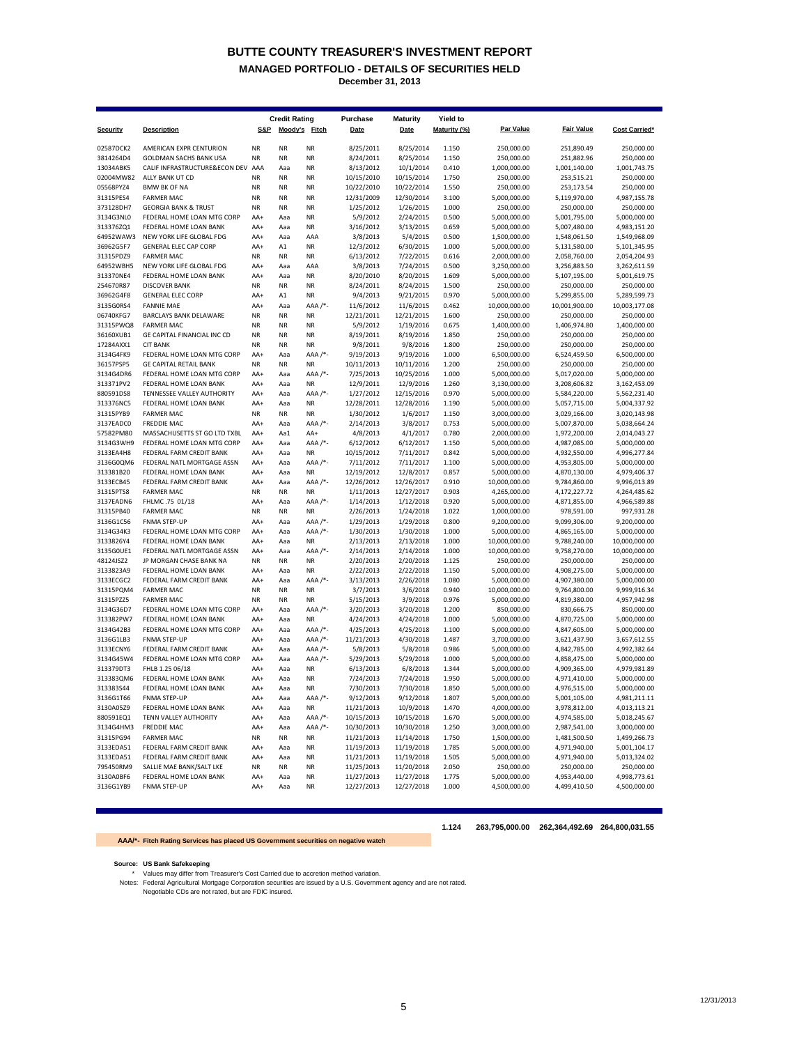# BUTTE COUNTY TREASURER'S INVESTMENT REPORT

## MANAGED PORTFOLIO - DETAILS OF SECURITIES HELD

**December 31, 2013**

| Security | Description | Credit Rating S&P | Credit Rating Moody's | Credit Rating Fitch | Purchase Date | Maturity Date | Yield to Maturity (%) | Par Value | Fair Value | Cost Carried* |
|---|---|---|---|---|---|---|---|---|---|---|
| 02587DCK2 | AMERICAN EXPR CENTURION | NR | NR | NR | 8/25/2011 | 8/25/2014 | 1.150 | 250,000.00 | 251,890.49 | 250,000.00 |
| 3814264D4 | GOLDMAN SACHS BANK USA | NR | NR | NR | 8/24/2011 | 8/25/2014 | 1.150 | 250,000.00 | 251,882.96 | 250,000.00 |
| 13034ABK5 | CALIF INFRASTRUCTURE&ECON DEV | AAA | Aaa | NR | 8/13/2012 | 10/1/2014 | 0.410 | 1,000,000.00 | 1,001,140.00 | 1,001,743.75 |
| 02004MW82 | ALLY BANK UT CD | NR | NR | NR | 10/15/2010 | 10/15/2014 | 1.750 | 250,000.00 | 253,515.21 | 250,000.00 |
| 05568PYZ4 | BMW BK OF NA | NR | NR | NR | 10/22/2010 | 10/22/2014 | 1.550 | 250,000.00 | 253,173.54 | 250,000.00 |
| 31315PES4 | FARMER MAC | NR | NR | NR | 12/31/2009 | 12/30/2014 | 3.100 | 5,000,000.00 | 5,119,970.00 | 4,987,155.78 |
| 373128DH7 | GEORGIA BANK & TRUST | NR | NR | NR | 1/25/2012 | 1/26/2015 | 1.000 | 250,000.00 | 250,000.00 | 250,000.00 |
| 3134G3NL0 | FEDERAL HOME LOAN MTG CORP | AA+ | Aaa | NR | 5/9/2012 | 2/24/2015 | 0.500 | 5,000,000.00 | 5,001,795.00 | 5,000,000.00 |
| 313376ZQ1 | FEDERAL HOME LOAN BANK | AA+ | Aaa | NR | 3/16/2012 | 3/13/2015 | 0.659 | 5,000,000.00 | 5,007,480.00 | 4,983,151.20 |
| 64952WAW3 | NEW YORK LIFE GLOBAL FDG | AA+ | Aaa | AAA | 3/8/2013 | 5/4/2015 | 0.500 | 1,500,000.00 | 1,548,061.50 | 1,549,968.09 |
| 36962G5F7 | GENERAL ELEC CAP CORP | AA+ | A1 | NR | 12/3/2012 | 6/30/2015 | 1.000 | 5,000,000.00 | 5,131,580.00 | 5,101,345.95 |
| 31315PDZ9 | FARMER MAC | NR | NR | NR | 6/13/2012 | 7/22/2015 | 0.616 | 2,000,000.00 | 2,058,760.00 | 2,054,204.93 |
| 64952WBH5 | NEW YORK LIFE GLOBAL FDG | AA+ | Aaa | AAA | 3/8/2013 | 7/24/2015 | 0.500 | 3,250,000.00 | 3,256,883.50 | 3,262,611.59 |
| 313370NE4 | FEDERAL HOME LOAN BANK | AA+ | Aaa | NR | 8/20/2010 | 8/20/2015 | 1.609 | 5,000,000.00 | 5,107,195.00 | 5,001,619.75 |
| 254670R87 | DISCOVER BANK | NR | NR | NR | 8/24/2011 | 8/24/2015 | 1.500 | 250,000.00 | 250,000.00 | 250,000.00 |
| 36962G4F8 | GENERAL ELEC CORP | AA+ | A1 | NR | 9/4/2013 | 9/21/2015 | 0.970 | 5,000,000.00 | 5,299,855.00 | 5,289,599.73 |
| 3135G0RS4 | FANNIE MAE | AA+ | Aaa | AAA /*- | 11/6/2012 | 11/6/2015 | 0.462 | 10,000,000.00 | 10,001,900.00 | 10,003,177.08 |
| 06740KFG7 | BARCLAYS BANK DELAWARE | NR | NR | NR | 12/21/2011 | 12/21/2015 | 1.600 | 250,000.00 | 250,000.00 | 250,000.00 |
| 31315PWQ8 | FARMER MAC | NR | NR | NR | 5/9/2012 | 1/19/2016 | 0.675 | 1,400,000.00 | 1,406,974.80 | 1,400,000.00 |
| 36160XUB1 | GE CAPITAL FINANCIAL INC CD | NR | NR | NR | 8/19/2011 | 8/19/2016 | 1.850 | 250,000.00 | 250,000.00 | 250,000.00 |
| 17284AXX1 | CIT BANK | NR | NR | NR | 9/8/2011 | 9/8/2016 | 1.800 | 250,000.00 | 250,000.00 | 250,000.00 |
| 3134G4FK9 | FEDERAL HOME LOAN MTG CORP | AA+ | Aaa | AAA /*- | 9/19/2013 | 9/19/2016 | 1.000 | 6,500,000.00 | 6,524,459.50 | 6,500,000.00 |
| 36157PSP5 | GE CAPITAL RETAIL BANK | NR | NR | NR | 10/11/2013 | 10/11/2016 | 1.200 | 250,000.00 | 250,000.00 | 250,000.00 |
| 3134G4DR6 | FEDERAL HOME LOAN MTG CORP | AA+ | Aaa | AAA /*- | 7/25/2013 | 10/25/2016 | 1.000 | 5,000,000.00 | 5,017,020.00 | 5,000,000.00 |
| 313371PV2 | FEDERAL HOME LOAN BANK | AA+ | Aaa | NR | 12/9/2011 | 12/9/2016 | 1.260 | 3,130,000.00 | 3,208,606.82 | 3,162,453.09 |
| 880591DS8 | TENNESSEE VALLEY AUTHORITY | AA+ | Aaa | AAA /*- | 1/27/2012 | 12/15/2016 | 0.970 | 5,000,000.00 | 5,584,220.00 | 5,562,231.40 |
| 313376NC5 | FEDERAL HOME LOAN BANK | AA+ | Aaa | NR | 12/28/2011 | 12/28/2016 | 1.190 | 5,000,000.00 | 5,057,715.00 | 5,004,337.92 |
| 31315PYB9 | FARMER MAC | NR | NR | NR | 1/30/2012 | 1/6/2017 | 1.150 | 3,000,000.00 | 3,029,166.00 | 3,020,143.98 |
| 3137EADC0 | FREDDIE MAC | AA+ | Aaa | AAA /*- | 2/14/2013 | 3/8/2017 | 0.753 | 5,000,000.00 | 5,007,870.00 | 5,038,664.24 |
| 57582PM80 | MASSACHUSETTS ST GO LTD TXBL | AA+ | Aa1 | AA+ | 4/8/2013 | 4/1/2017 | 0.780 | 2,000,000.00 | 1,972,200.00 | 2,014,043.27 |
| 3134G3WH9 | FEDERAL HOME LOAN MTG CORP | AA+ | Aaa | AAA /*- | 6/12/2012 | 6/12/2017 | 1.150 | 5,000,000.00 | 4,987,085.00 | 5,000,000.00 |
| 3133EA4H8 | FEDERAL FARM CREDIT BANK | AA+ | Aaa | NR | 10/15/2012 | 7/11/2017 | 0.842 | 5,000,000.00 | 4,932,550.00 | 4,996,277.84 |
| 3136G0QM6 | FEDERAL NATL MORTGAGE ASSN | AA+ | Aaa | AAA /*- | 7/11/2012 | 7/11/2017 | 1.100 | 5,000,000.00 | 4,953,805.00 | 5,000,000.00 |
| 313381B20 | FEDERAL HOME LOAN BANK | AA+ | Aaa | NR | 12/19/2012 | 12/8/2017 | 0.857 | 5,000,000.00 | 4,870,130.00 | 4,979,406.37 |
| 3133ECB45 | FEDERAL FARM CREDIT BANK | AA+ | Aaa | AAA /*- | 12/26/2012 | 12/26/2017 | 0.910 | 10,000,000.00 | 9,784,860.00 | 9,996,013.89 |
| 31315PTS8 | FARMER MAC | NR | NR | NR | 1/11/2013 | 12/27/2017 | 0.903 | 4,265,000.00 | 4,172,227.72 | 4,264,485.62 |
| 3137EADN6 | FHLMC .75 01/18 | AA+ | Aaa | AAA /*- | 1/14/2013 | 1/12/2018 | 0.920 | 5,000,000.00 | 4,871,855.00 | 4,966,589.88 |
| 31315PB40 | FARMER MAC | NR | NR | NR | 2/26/2013 | 1/24/2018 | 1.022 | 1,000,000.00 | 978,591.00 | 997,931.28 |
| 3136G1C56 | FNMA STEP-UP | AA+ | Aaa | AAA /*- | 1/29/2013 | 1/29/2018 | 0.800 | 9,200,000.00 | 9,099,306.00 | 9,200,000.00 |
| 3134G34K3 | FEDERAL HOME LOAN MTG CORP | AA+ | Aaa | AAA /*- | 1/30/2013 | 1/30/2018 | 1.000 | 5,000,000.00 | 4,865,165.00 | 5,000,000.00 |
| 3133826Y4 | FEDERAL HOME LOAN BANK | AA+ | Aaa | NR | 2/13/2013 | 2/13/2018 | 1.000 | 10,000,000.00 | 9,788,240.00 | 10,000,000.00 |
| 3135G0UE1 | FEDERAL NATL MORTGAGE ASSN | AA+ | Aaa | AAA /*- | 2/14/2013 | 2/14/2018 | 1.000 | 10,000,000.00 | 9,758,270.00 | 10,000,000.00 |
| 48124JSZ2 | JP MORGAN CHASE BANK NA | NR | NR | NR | 2/20/2013 | 2/20/2018 | 1.125 | 250,000.00 | 250,000.00 | 250,000.00 |
| 3133823A9 | FEDERAL HOME LOAN BANK | AA+ | Aaa | NR | 2/22/2013 | 2/22/2018 | 1.150 | 5,000,000.00 | 4,908,275.00 | 5,000,000.00 |
| 3133ECGC2 | FEDERAL FARM CREDIT BANK | AA+ | Aaa | AAA /*- | 3/13/2013 | 2/26/2018 | 1.080 | 5,000,000.00 | 4,907,380.00 | 5,000,000.00 |
| 31315PQM4 | FARMER MAC | NR | NR | NR | 3/7/2013 | 3/6/2018 | 0.940 | 10,000,000.00 | 9,764,800.00 | 9,999,916.34 |
| 31315PZZ5 | FARMER MAC | NR | NR | NR | 5/15/2013 | 3/9/2018 | 0.976 | 5,000,000.00 | 4,819,380.00 | 4,957,942.98 |
| 3134G36D7 | FEDERAL HOME LOAN MTG CORP | AA+ | Aaa | AAA /*- | 3/20/2013 | 3/20/2018 | 1.200 | 850,000.00 | 830,666.75 | 850,000.00 |
| 313382PW7 | FEDERAL HOME LOAN BANK | AA+ | Aaa | NR | 4/24/2013 | 4/24/2018 | 1.000 | 5,000,000.00 | 4,870,725.00 | 5,000,000.00 |
| 3134G42B3 | FEDERAL HOME LOAN MTG CORP | AA+ | Aaa | AAA /*- | 4/25/2013 | 4/25/2018 | 1.100 | 5,000,000.00 | 4,847,605.00 | 5,000,000.00 |
| 3136G1LB3 | FNMA STEP-UP | AA+ | Aaa | AAA /*- | 11/21/2013 | 4/30/2018 | 1.487 | 3,700,000.00 | 3,621,437.90 | 3,657,612.55 |
| 3133ECNY6 | FEDERAL FARM CREDIT BANK | AA+ | Aaa | AAA /*- | 5/8/2013 | 5/8/2018 | 0.986 | 5,000,000.00 | 4,842,785.00 | 4,992,382.64 |
| 3134G45W4 | FEDERAL HOME LOAN MTG CORP | AA+ | Aaa | AAA /*- | 5/29/2013 | 5/29/2018 | 1.000 | 5,000,000.00 | 4,858,475.00 | 5,000,000.00 |
| 313379DT3 | FHLB 1.25 06/18 | AA+ | Aaa | NR | 6/13/2013 | 6/8/2018 | 1.344 | 5,000,000.00 | 4,909,365.00 | 4,979,981.89 |
| 313383QM6 | FEDERAL HOME LOAN BANK | AA+ | Aaa | NR | 7/24/2013 | 7/24/2018 | 1.950 | 5,000,000.00 | 4,971,410.00 | 5,000,000.00 |
| 313383S44 | FEDERAL HOME LOAN BANK | AA+ | Aaa | NR | 7/30/2013 | 7/30/2018 | 1.850 | 5,000,000.00 | 4,976,515.00 | 5,000,000.00 |
| 3136G1T66 | FNMA STEP-UP | AA+ | Aaa | AAA /*- | 9/12/2013 | 9/12/2018 | 1.807 | 5,000,000.00 | 5,001,105.00 | 4,981,211.11 |
| 3130A05Z9 | FEDERAL HOME LOAN BANK | AA+ | Aaa | NR | 11/21/2013 | 10/9/2018 | 1.470 | 4,000,000.00 | 3,978,812.00 | 4,013,113.21 |
| 880591EQ1 | TENN VALLEY AUTHORITY | AA+ | Aaa | AAA /*- | 10/15/2013 | 10/15/2018 | 1.670 | 5,000,000.00 | 4,974,585.00 | 5,018,245.67 |
| 3134G4HM3 | FREDDIE MAC | AA+ | Aaa | AAA /*- | 10/30/2013 | 10/30/2018 | 1.250 | 3,000,000.00 | 2,987,541.00 | 3,000,000.00 |
| 31315PG94 | FARMER MAC | NR | NR | NR | 11/21/2013 | 11/14/2018 | 1.750 | 1,500,000.00 | 1,481,500.50 | 1,499,266.73 |
| 3133EDA51 | FEDERAL FARM CREDIT BANK | AA+ | Aaa | NR | 11/19/2013 | 11/19/2018 | 1.785 | 5,000,000.00 | 4,971,940.00 | 5,001,104.17 |
| 3133EDA51 | FEDERAL FARM CREDIT BANK | AA+ | Aaa | NR | 11/21/2013 | 11/19/2018 | 1.505 | 5,000,000.00 | 4,971,940.00 | 5,013,324.02 |
| 795450RM9 | SALLIE MAE BANK/SALT LKE | NR | NR | NR | 11/25/2013 | 11/20/2018 | 2.050 | 250,000.00 | 250,000.00 | 250,000.00 |
| 3130A0BF6 | FEDERAL HOME LOAN BANK | AA+ | Aaa | NR | 11/27/2013 | 11/27/2018 | 1.775 | 5,000,000.00 | 4,953,440.00 | 4,998,773.61 |
| 3136G1YB9 | FNMA STEP-UP | AA+ | Aaa | NR | 12/27/2013 | 12/27/2018 | 1.000 | 4,500,000.00 | 4,499,410.50 | 4,500,000.00 |
| | | | | | | | 1.124 | 263,795,000.00 | 262,364,492.69 | 264,800,031.55 |

**AAA/\*- Fitch Rating Services has placed US Government securities on negative watch**

**Source: US Bank Safekeeping**

\* Values may differ from Treasurer's Cost Carried due to accretion method variation.

Notes: Federal Agricultural Mortgage Corporation securities are issued by a U.S. Government agency and are not rated.
Negotiable CDs are not rated, but are FDIC insured.